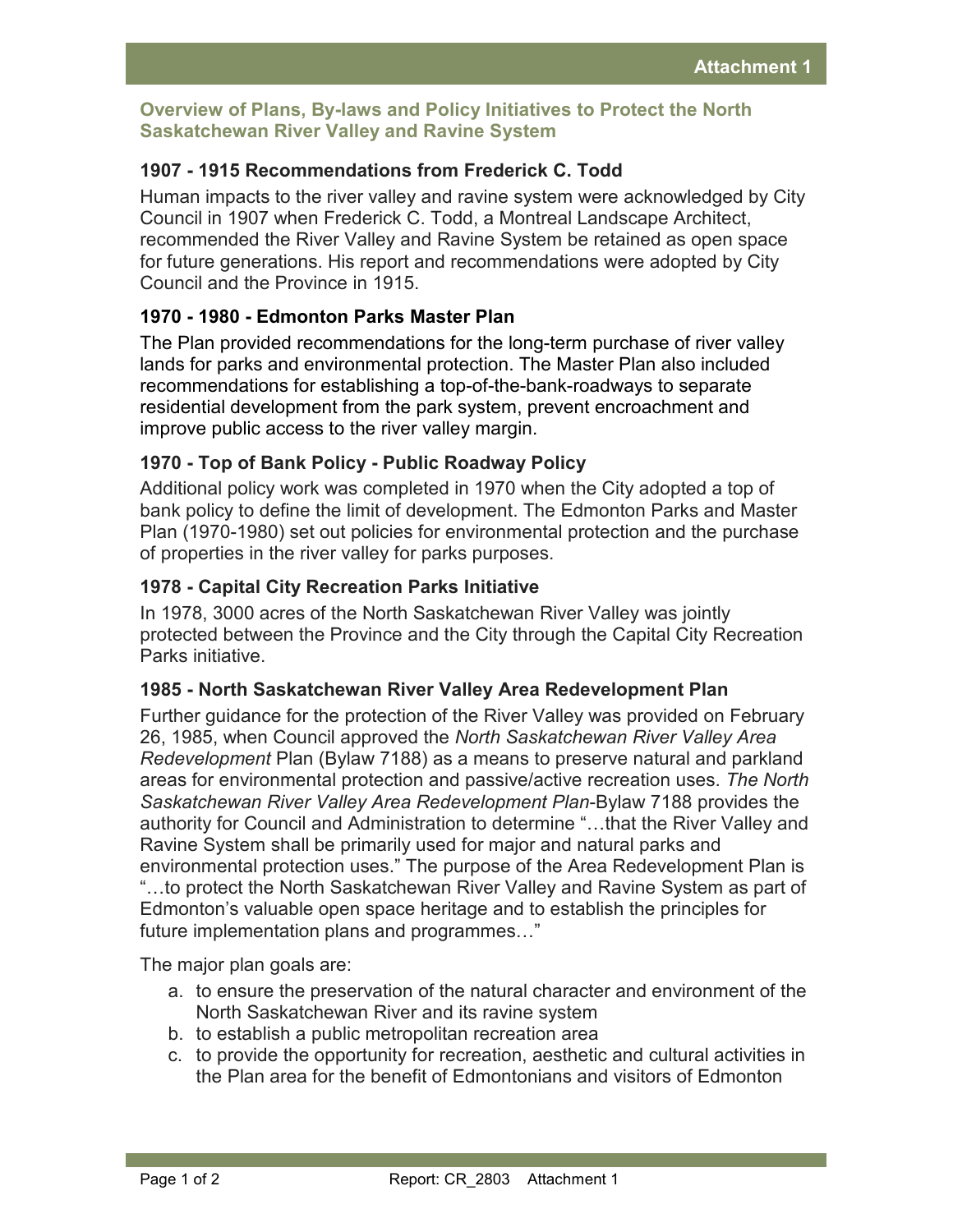**Attachment 1**

## Overview of Plans, By-laws and Policy Initiatives to Protect the North Saskatchewan River Valley and Ravine System

### 1907 - 1915 Recommendations from Frederick C. Todd

Human impacts to the river valley and ravine system were acknowledged by City Council in 1907 when Frederick C. Todd, a Montreal Landscape Architect, recommended the River Valley and Ravine System be retained as open space for future generations. His report and recommendations were adopted by City Council and the Province in 1915.

### 1970 - 1980 - Edmonton Parks Master Plan

The Plan provided recommendations for the long-term purchase of river valley lands for parks and environmental protection. The Master Plan also included recommendations for establishing a top-of-the-bank-roadways to separate residential development from the park system, prevent encroachment and improve public access to the river valley margin.

### 1970 - Top of Bank Policy - Public Roadway Policy

Additional policy work was completed in 1970 when the City adopted a top of bank policy to define the limit of development. The Edmonton Parks and Master Plan (1970-1980) set out policies for environmental protection and the purchase of properties in the river valley for parks purposes.

### 1978 - Capital City Recreation Parks Initiative

In 1978, 3000 acres of the North Saskatchewan River Valley was jointly protected between the Province and the City through the Capital City Recreation Parks initiative.

### 1985 - North Saskatchewan River Valley Area Redevelopment Plan

Further guidance for the protection of the River Valley was provided on February 26, 1985, when Council approved the *North Saskatchewan River Valley Area Redevelopment* Plan (Bylaw 7188) as a means to preserve natural and parkland areas for environmental protection and passive/active recreation uses. *The North Saskatchewan River Valley Area Redevelopment Plan*-Bylaw 7188 provides the authority for Council and Administration to determine "…that the River Valley and Ravine System shall be primarily used for major and natural parks and environmental protection uses." The purpose of the Area Redevelopment Plan is "…to protect the North Saskatchewan River Valley and Ravine System as part of Edmonton's valuable open space heritage and to establish the principles for future implementation plans and programmes…"

The major plan goals are:

a. to ensure the preservation of the natural character and environment of the North Saskatchewan River and its ravine system
b. to establish a public metropolitan recreation area
c. to provide the opportunity for recreation, aesthetic and cultural activities in the Plan area for the benefit of Edmontonians and visitors of Edmonton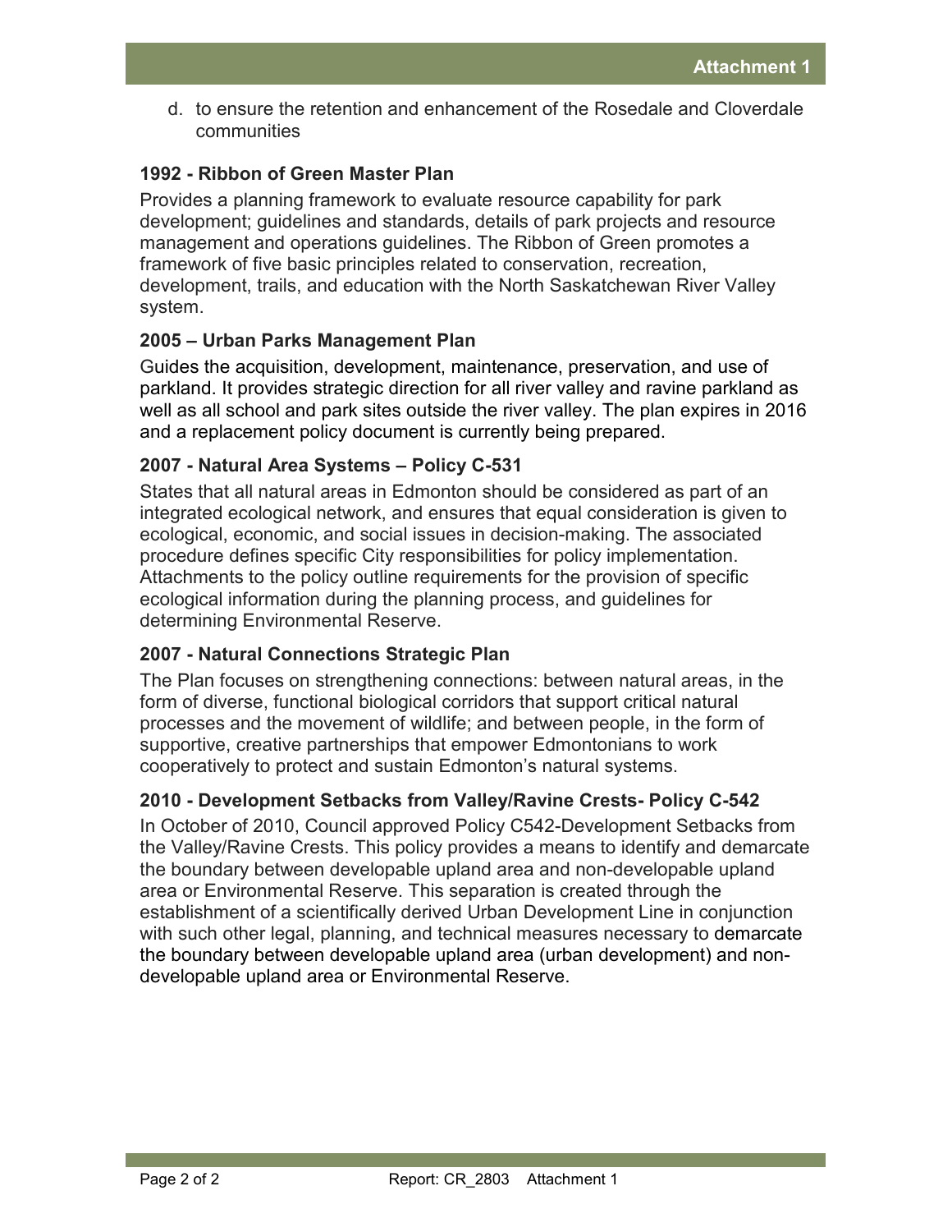d. to ensure the retention and enhancement of the Rosedale and Cloverdale communities

### 1992 - Ribbon of Green Master Plan

Provides a planning framework to evaluate resource capability for park development; guidelines and standards, details of park projects and resource management and operations guidelines. The Ribbon of Green promotes a framework of five basic principles related to conservation, recreation, development, trails, and education with the North Saskatchewan River Valley system.

### 2005 – Urban Parks Management Plan

Guides the acquisition, development, maintenance, preservation, and use of parkland. It provides strategic direction for all river valley and ravine parkland as well as all school and park sites outside the river valley. The plan expires in 2016 and a replacement policy document is currently being prepared.

### 2007 - Natural Area Systems – Policy C-531

States that all natural areas in Edmonton should be considered as part of an integrated ecological network, and ensures that equal consideration is given to ecological, economic, and social issues in decision-making. The associated procedure defines specific City responsibilities for policy implementation. Attachments to the policy outline requirements for the provision of specific ecological information during the planning process, and guidelines for determining Environmental Reserve.

### 2007 - Natural Connections Strategic Plan

The Plan focuses on strengthening connections: between natural areas, in the form of diverse, functional biological corridors that support critical natural processes and the movement of wildlife; and between people, in the form of supportive, creative partnerships that empower Edmontonians to work cooperatively to protect and sustain Edmonton's natural systems.

### 2010 - Development Setbacks from Valley/Ravine Crests- Policy C-542

In October of 2010, Council approved Policy C542-Development Setbacks from the Valley/Ravine Crests. This policy provides a means to identify and demarcate the boundary between developable upland area and non-developable upland area or Environmental Reserve. This separation is created through the establishment of a scientifically derived Urban Development Line in conjunction with such other legal, planning, and technical measures necessary to demarcate the boundary between developable upland area (urban development) and non-developable upland area or Environmental Reserve.